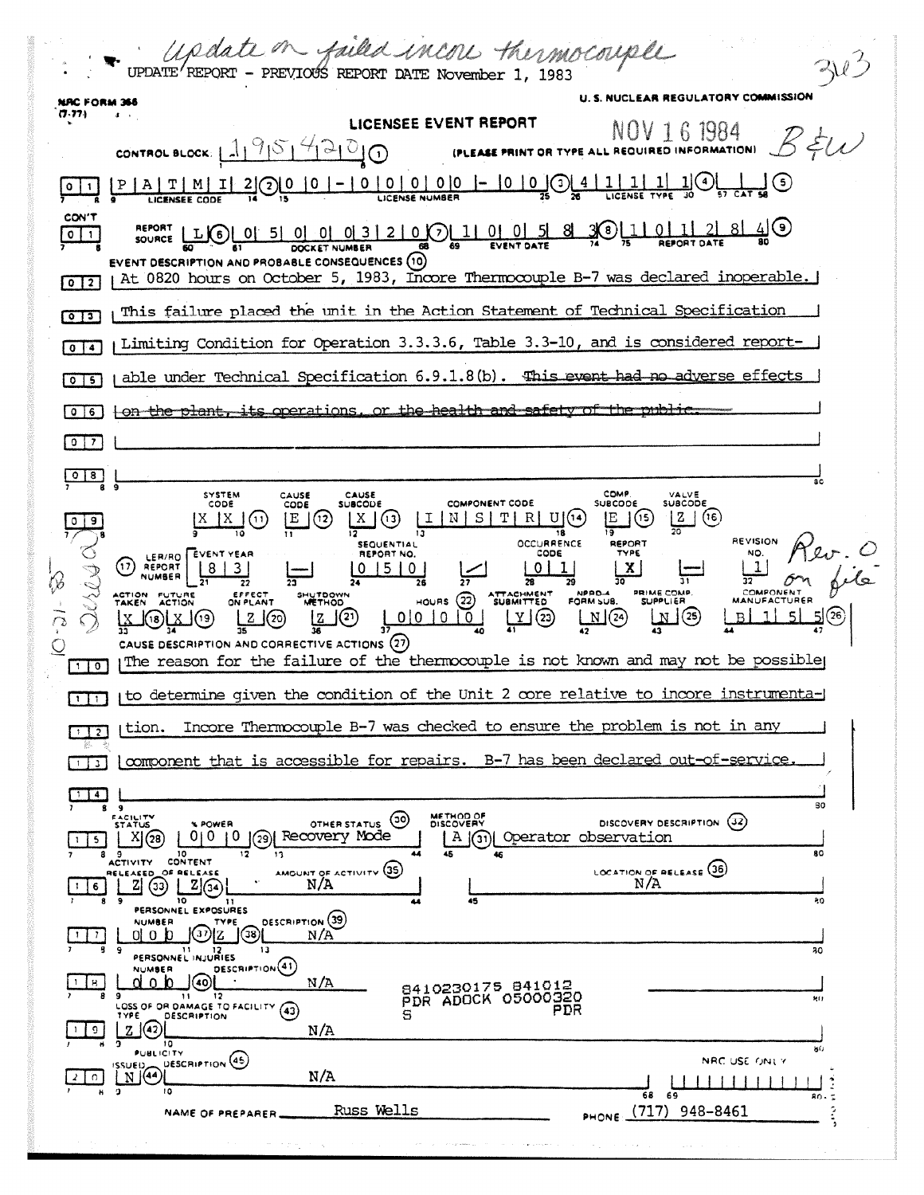*Update on failed incore thermocouple*

UPDATE REPORT - PREVIOUS REPORT DATE November 1, 1983

3&3

NRC FORM 366 (7-77)

U. S. NUCLEAR REGULATORY COMMISSION

# LICENSEE EVENT REPORT

NOV 16 1984

B&W

CONTROL BLOCK: 1 9 5 4 2 0 (1) (PLEASE PRINT OR TYPE ALL REQUIRED INFORMATION)

| 0 1 | P A T M I 2 (2) | 0 0 - 0 0 0 0 0 - 0 0 (3) | 4 1 1 1 1 (4) | (5) |
|---|---|---|---|---|
| | LICENSEE CODE | LICENSE NUMBER | LICENSE TYPE | CAT |

CON'T

| 0 1 | REPORT SOURCE L (6) | 0 5 0 0 0 3 2 0 (7) | 1 0 0 5 8 3 (8) | 1 0 1 2 8 4 (9) |
|---|---|---|---|---|
| | | DOCKET NUMBER | EVENT DATE | REPORT DATE |

**EVENT DESCRIPTION AND PROBABLE CONSEQUENCES (10)**

| 0 2 | At 0820 hours on October 5, 1983, Incore Thermocouple B-7 was declared inoperable.
| 0 3 | This failure placed the unit in the Action Statement of Technical Specification
| 0 4 | Limiting Condition for Operation 3.3.3.6, Table 3.3-10, and is considered report-
| 0 5 | able under Technical Specification 6.9.1.8(b). ~~This event had no adverse effects~~
| 0 6 | ~~on the plant, its operations, or the health and safety of the public.~~
| 0 7 |
| 0 8 |

| SYSTEM CODE | CAUSE CODE | CAUSE SUBCODE | COMPONENT CODE | COMP. SUBCODE | VALVE SUBCODE |
|---|---|---|---|---|---|
| X X (11) | E (12) | X (13) | I N S T R U (14) | E (15) | Z (16) |

| (17) LER/RO REPORT NUMBER | EVENT YEAR | | SEQUENTIAL REPORT NO. | | OCCURRENCE CODE | REPORT TYPE | | REVISION NO. |
|---|---|---|---|---|---|---|---|---|
| | 8 3 | — | 0 5 0 | / | 0 1 | X | — | 1 |

*Rev. 0 on file*

*Dated 10-21-83*

| ACTION TAKEN | FUTURE ACTION | EFFECT ON PLANT | SHUTDOWN METHOD | HOURS (22) | ATTACHMENT SUBMITTED | NPRD-4 FORM SUB. | PRIME COMP. SUPPLIER | COMPONENT MANUFACTURER |
|---|---|---|---|---|---|---|---|---|
| X (18) | X (19) | Z (20) | Z (21) | 0 0 0 0 | Y (23) | N (24) | N (25) | B 1 5 5 (26) |

**CAUSE DESCRIPTION AND CORRECTIVE ACTIONS (27)**

| 1 0 | The reason for the failure of the thermocouple is not known and may not be possible
| 1 1 | to determine given the condition of the Unit 2 core relative to incore instrumenta-
| 1 2 | tion. Incore Thermocouple B-7 was checked to ensure the problem is not in any
| 1 3 | component that is accessible for repairs. B-7 has been declared out-of-service.
| 1 4 |

| | FACILITY STATUS | % POWER | OTHER STATUS (30) | METHOD OF DISCOVERY | DISCOVERY DESCRIPTION (32) |
|---|---|---|---|---|---|
| 1 5 | X (28) | 0 0 0 (29) | Recovery Mode | A (31) | Operator observation |

| | ACTIVITY RELEASED | CONTENT OF RELEASE | AMOUNT OF ACTIVITY (35) | LOCATION OF RELEASE (36) |
|---|---|---|---|---|
| 1 6 | Z (33) | Z (34) | N/A | N/A |

PERSONNEL EXPOSURES

| | NUMBER | TYPE | DESCRIPTION (39) |
|---|---|---|---|
| 1 7 | 0 0 0 (37) | Z (38) | N/A |

PERSONNEL INJURIES

| | NUMBER | DESCRIPTION (41) |
|---|---|---|
| 1 8 | 0 0 0 (40) | N/A |

8410230175 841012
PDR ADOCK 05000320
S PDR

LOSS OF OR DAMAGE TO FACILITY (43)

| | TYPE | DESCRIPTION |
|---|---|---|
| 1 9 | Z (42) | N/A |

PUBLICITY

| | ISSUED | DESCRIPTION (45) |
|---|---|---|
| 2 0 | N (44) | N/A |

NRC USE ONLY

NAME OF PREPARER Russ Wells PHONE (717) 948-8461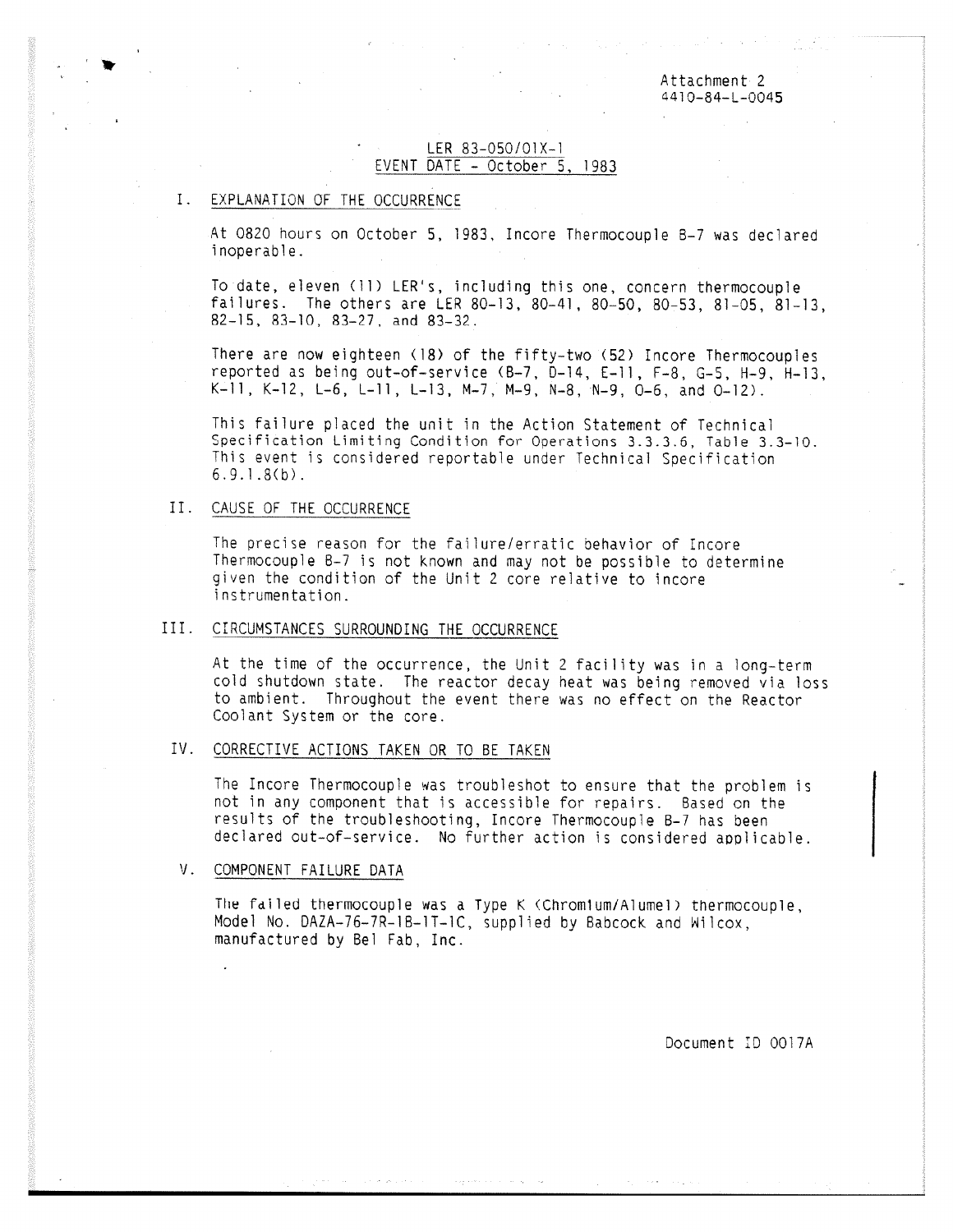Attachment 2
4410-84-L-0045

LER 83-050/01X-1
EVENT DATE - October 5, 1983

## I. EXPLANATION OF THE OCCURRENCE

At 0820 hours on October 5, 1983, Incore Thermocouple B-7 was declared inoperable.

To date, eleven (11) LER's, including this one, concern thermocouple failures. The others are LER 80-13, 80-41, 80-50, 80-53, 81-05, 81-13, 82-15, 83-10, 83-27, and 83-32.

There are now eighteen (18) of the fifty-two (52) Incore Thermocouples reported as being out-of-service (B-7, D-14, E-11, F-8, G-5, H-9, H-13, K-11, K-12, L-6, L-11, L-13, M-7, M-9, N-8, N-9, O-6, and O-12).

This failure placed the unit in the Action Statement of Technical Specification Limiting Condition for Operations 3.3.3.6, Table 3.3-10. This event is considered reportable under Technical Specification 6.9.1.8(b).

## II. CAUSE OF THE OCCURRENCE

The precise reason for the failure/erratic behavior of Incore Thermocouple B-7 is not known and may not be possible to determine given the condition of the Unit 2 core relative to incore instrumentation.

## III. CIRCUMSTANCES SURROUNDING THE OCCURRENCE

At the time of the occurrence, the Unit 2 facility was in a long-term cold shutdown state. The reactor decay heat was being removed via loss to ambient. Throughout the event there was no effect on the Reactor Coolant System or the core.

## IV. CORRECTIVE ACTIONS TAKEN OR TO BE TAKEN

The Incore Thermocouple was troubleshot to ensure that the problem is not in any component that is accessible for repairs. Based on the results of the troubleshooting, Incore Thermocouple B-7 has been declared out-of-service. No further action is considered applicable.

## V. COMPONENT FAILURE DATA

The failed thermocouple was a Type K (Chromium/Alumel) thermocouple, Model No. DAZA-76-7R-1B-1T-1C, supplied by Babcock and Wilcox, manufactured by Bel Fab, Inc.

Document ID 0017A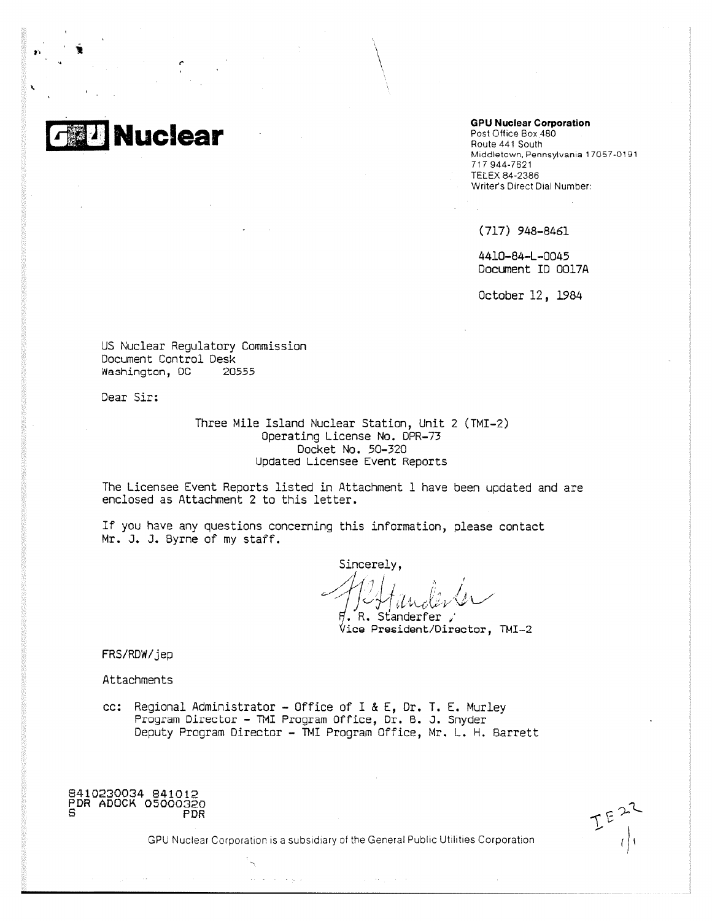**GPU Nuclear**

**GPU Nuclear Corporation**
Post Office Box 480
Route 441 South
Middletown, Pennsylvania 17057-0191
717 944-7621
TELEX 84-2386
Writer's Direct Dial Number:

(717) 948-8461

4410-84-L-0045
Document ID 0017A

October 12, 1984

US Nuclear Regulatory Commission
Document Control Desk
Washington, DC 20555

Dear Sir:

Three Mile Island Nuclear Station, Unit 2 (TMI-2)
Operating License No. DPR-73
Docket No. 50-320
Updated Licensee Event Reports

The Licensee Event Reports listed in Attachment 1 have been updated and are enclosed as Attachment 2 to this letter.

If you have any questions concerning this information, please contact Mr. J. J. Byrne of my staff.

Sincerely,

F. R. Standerfer
Vice President/Director, TMI-2

FRS/RDW/jep

Attachments

cc: Regional Administrator - Office of I & E, Dr. T. E. Murley
Program Director - TMI Program Office, Dr. B. J. Snyder
Deputy Program Director - TMI Program Office, Mr. L. H. Barrett

8410230034 841012
PDR ADOCK 05000320
S PDR

IE22

GPU Nuclear Corporation is a subsidiary of the General Public Utilities Corporation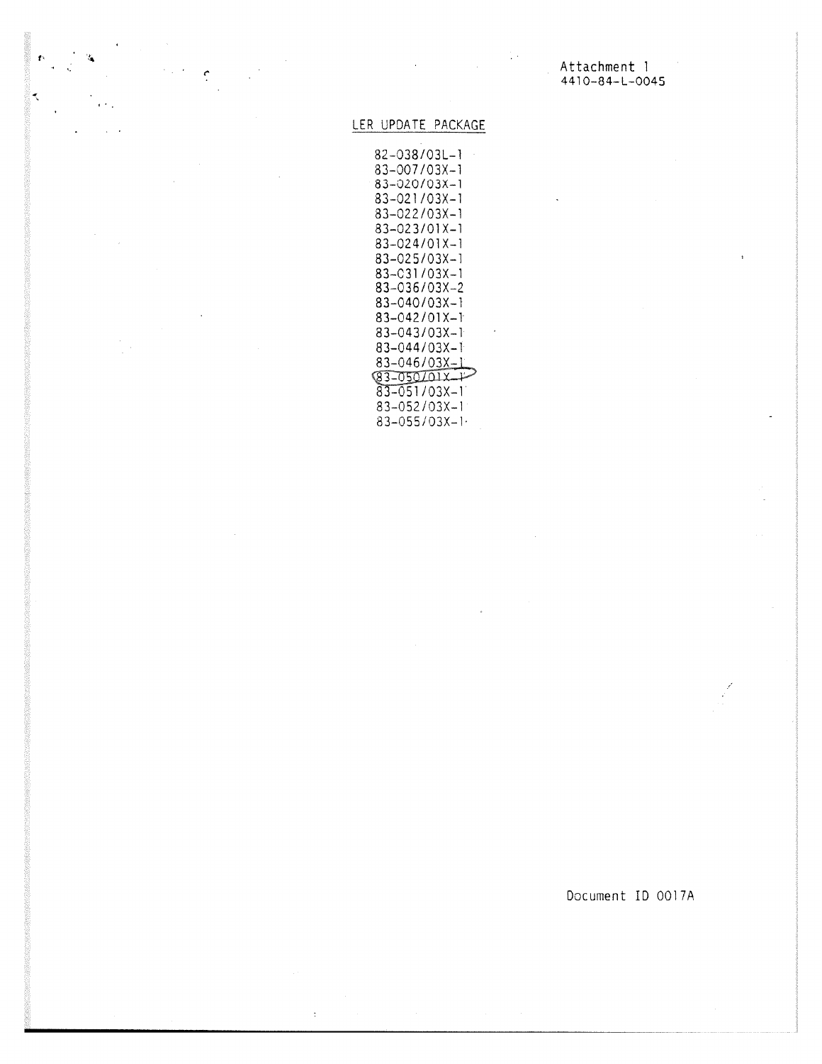Attachment 1
4410-84-L-0045

## LER UPDATE PACKAGE

82-038/03L-1
83-007/03X-1
83-020/03X-1
83-021/03X-1
83-022/03X-1
83-023/01X-1
83-024/01X-1
83-025/03X-1
83-031/03X-1
83-036/03X-2
83-040/03X-1
83-042/01X-1
83-043/03X-1
83-044/03X-1
83-046/03X-1
83-050/01X-1
83-051/03X-1
83-052/03X-1
83-055/03X-1

Document ID 0017A